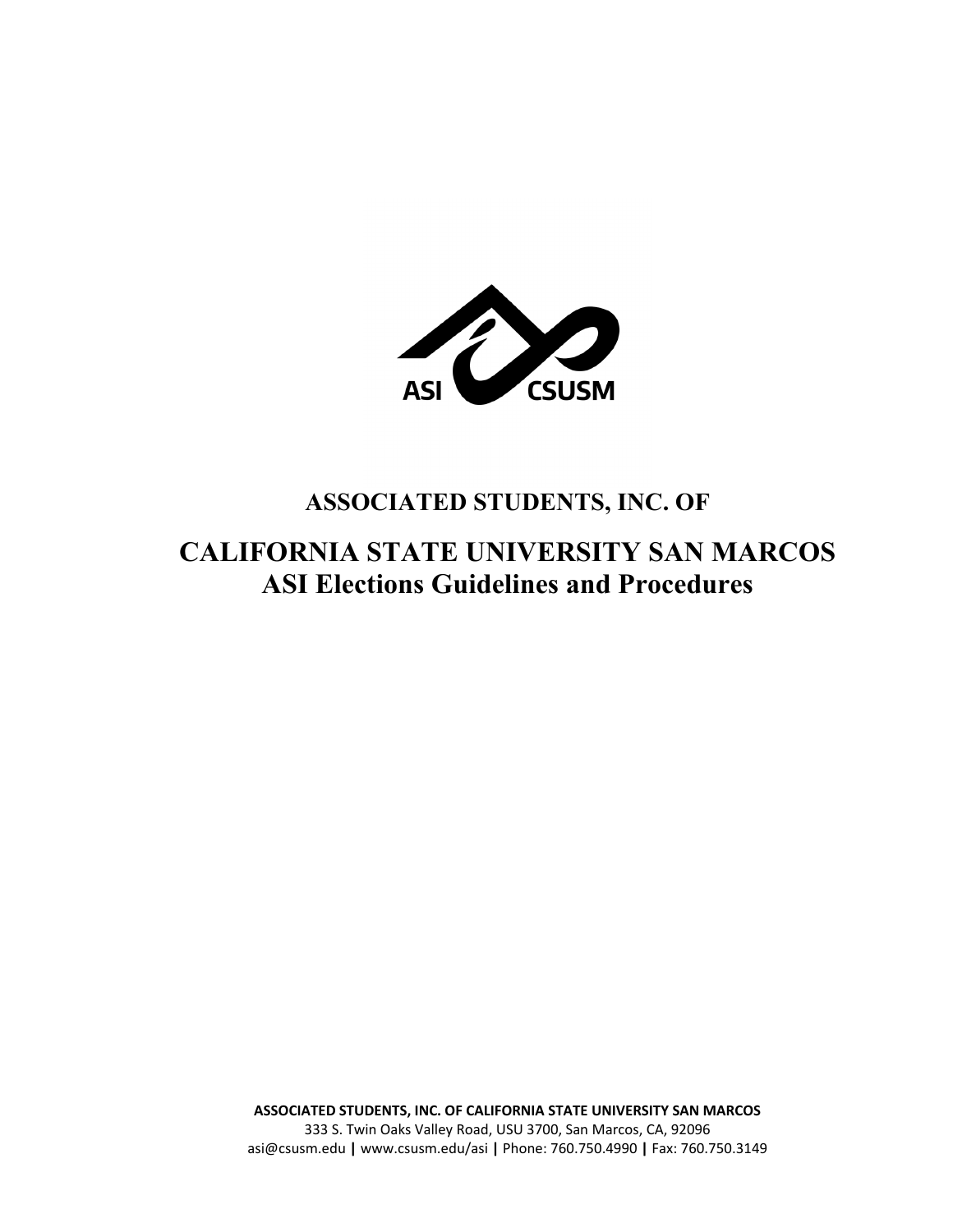ASI CSUSM

# ASSOCIATED STUDENTS, INC. OF

# CALIFORNIA STATE UNIVERSITY SAN MARCOS
## ASI Elections Guidelines and Procedures

**ASSOCIATED STUDENTS, INC. OF CALIFORNIA STATE UNIVERSITY SAN MARCOS**
333 S. Twin Oaks Valley Road, USU 3700, San Marcos, CA, 92096
asi@csusm.edu **|** www.csusm.edu/asi **|** Phone: 760.750.4990 **|** Fax: 760.750.3149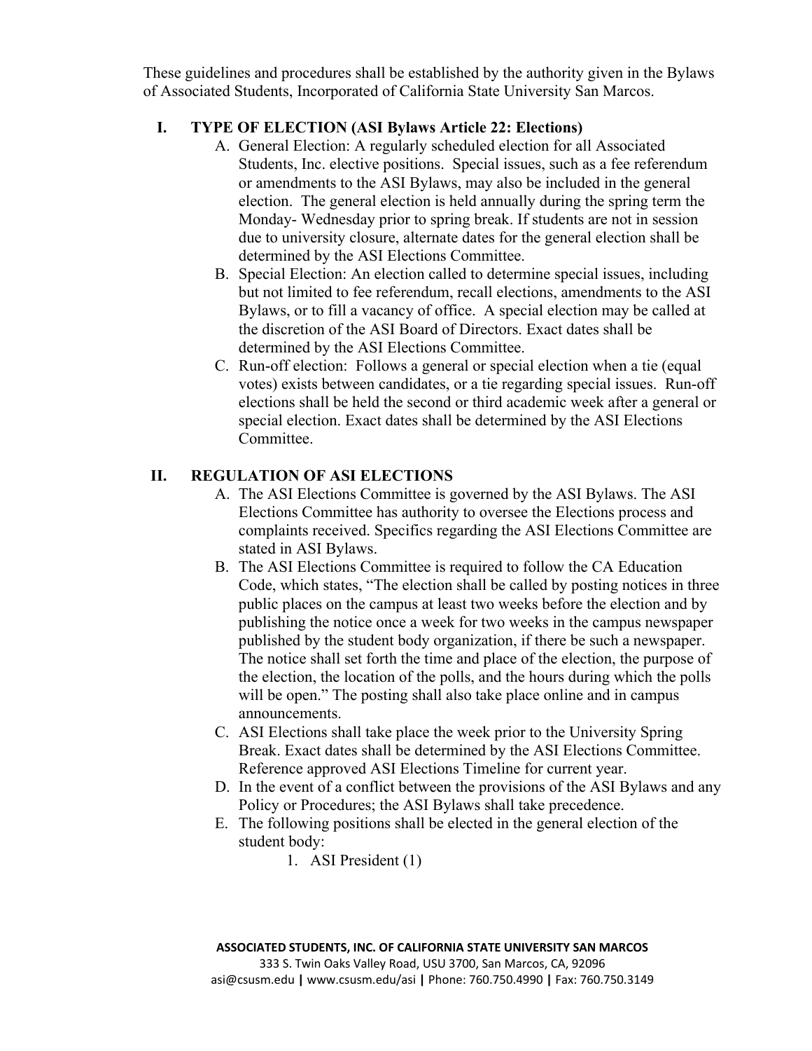These guidelines and procedures shall be established by the authority given in the Bylaws of Associated Students, Incorporated of California State University San Marcos.

## I. TYPE OF ELECTION (ASI Bylaws Article 22: Elections)

A. General Election: A regularly scheduled election for all Associated Students, Inc. elective positions. Special issues, such as a fee referendum or amendments to the ASI Bylaws, may also be included in the general election. The general election is held annually during the spring term the Monday- Wednesday prior to spring break. If students are not in session due to university closure, alternate dates for the general election shall be determined by the ASI Elections Committee.

B. Special Election: An election called to determine special issues, including but not limited to fee referendum, recall elections, amendments to the ASI Bylaws, or to fill a vacancy of office. A special election may be called at the discretion of the ASI Board of Directors. Exact dates shall be determined by the ASI Elections Committee.

C. Run-off election: Follows a general or special election when a tie (equal votes) exists between candidates, or a tie regarding special issues. Run-off elections shall be held the second or third academic week after a general or special election. Exact dates shall be determined by the ASI Elections Committee.

## II. REGULATION OF ASI ELECTIONS

A. The ASI Elections Committee is governed by the ASI Bylaws. The ASI Elections Committee has authority to oversee the Elections process and complaints received. Specifics regarding the ASI Elections Committee are stated in ASI Bylaws.

B. The ASI Elections Committee is required to follow the CA Education Code, which states, "The election shall be called by posting notices in three public places on the campus at least two weeks before the election and by publishing the notice once a week for two weeks in the campus newspaper published by the student body organization, if there be such a newspaper. The notice shall set forth the time and place of the election, the purpose of the election, the location of the polls, and the hours during which the polls will be open." The posting shall also take place online and in campus announcements.

C. ASI Elections shall take place the week prior to the University Spring Break. Exact dates shall be determined by the ASI Elections Committee. Reference approved ASI Elections Timeline for current year.

D. In the event of a conflict between the provisions of the ASI Bylaws and any Policy or Procedures; the ASI Bylaws shall take precedence.

E. The following positions shall be elected in the general election of the student body:

   1. ASI President (1)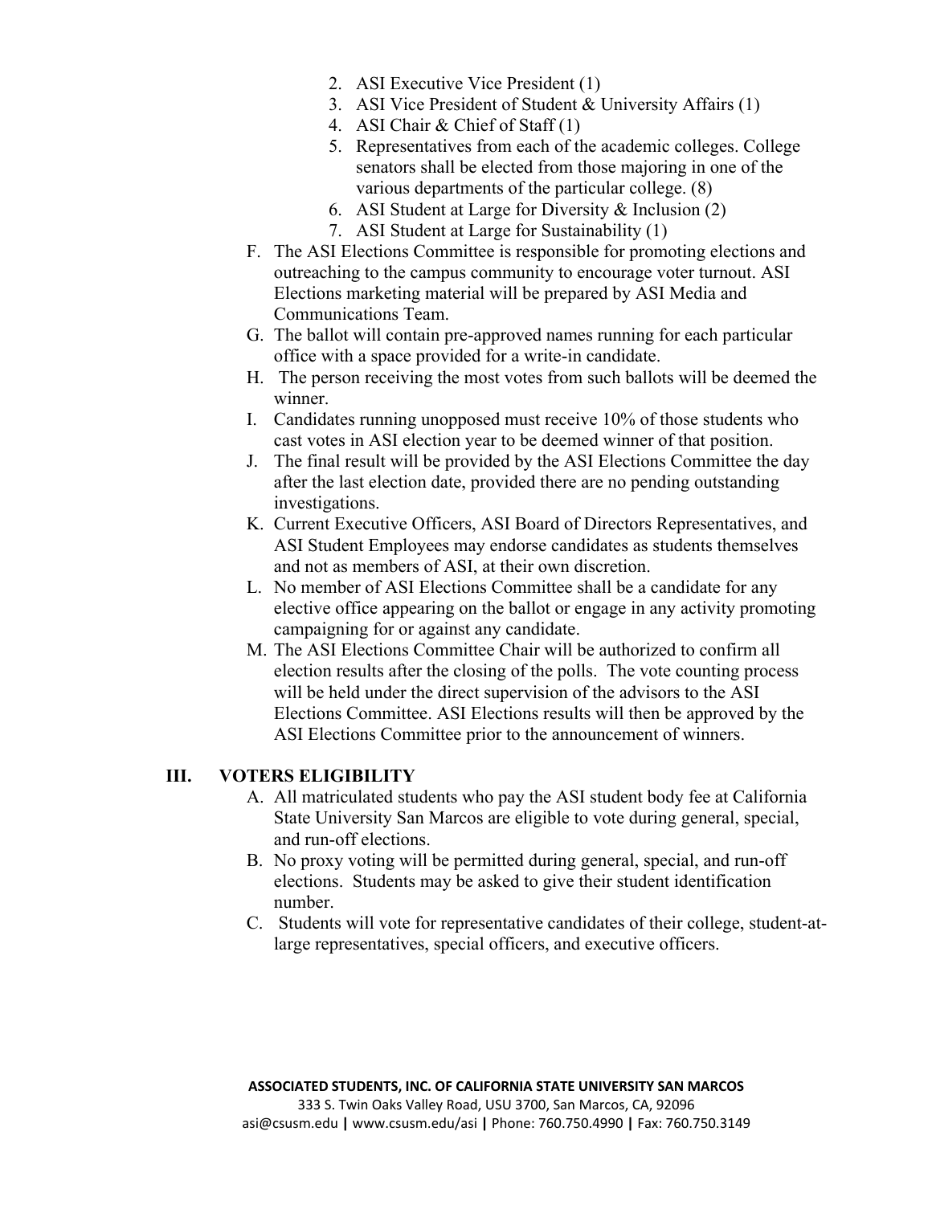2. ASI Executive Vice President (1)
3. ASI Vice President of Student & University Affairs (1)
4. ASI Chair & Chief of Staff (1)
5. Representatives from each of the academic colleges. College senators shall be elected from those majoring in one of the various departments of the particular college. (8)
6. ASI Student at Large for Diversity & Inclusion (2)
7. ASI Student at Large for Sustainability (1)

F. The ASI Elections Committee is responsible for promoting elections and outreaching to the campus community to encourage voter turnout. ASI Elections marketing material will be prepared by ASI Media and Communications Team.

G. The ballot will contain pre-approved names running for each particular office with a space provided for a write-in candidate.

H. The person receiving the most votes from such ballots will be deemed the winner.

I. Candidates running unopposed must receive 10% of those students who cast votes in ASI election year to be deemed winner of that position.

J. The final result will be provided by the ASI Elections Committee the day after the last election date, provided there are no pending outstanding investigations.

K. Current Executive Officers, ASI Board of Directors Representatives, and ASI Student Employees may endorse candidates as students themselves and not as members of ASI, at their own discretion.

L. No member of ASI Elections Committee shall be a candidate for any elective office appearing on the ballot or engage in any activity promoting campaigning for or against any candidate.

M. The ASI Elections Committee Chair will be authorized to confirm all election results after the closing of the polls. The vote counting process will be held under the direct supervision of the advisors to the ASI Elections Committee. ASI Elections results will then be approved by the ASI Elections Committee prior to the announcement of winners.

## III. VOTERS ELIGIBILITY

A. All matriculated students who pay the ASI student body fee at California State University San Marcos are eligible to vote during general, special, and run-off elections.

B. No proxy voting will be permitted during general, special, and run-off elections. Students may be asked to give their student identification number.

C. Students will vote for representative candidates of their college, student-at-large representatives, special officers, and executive officers.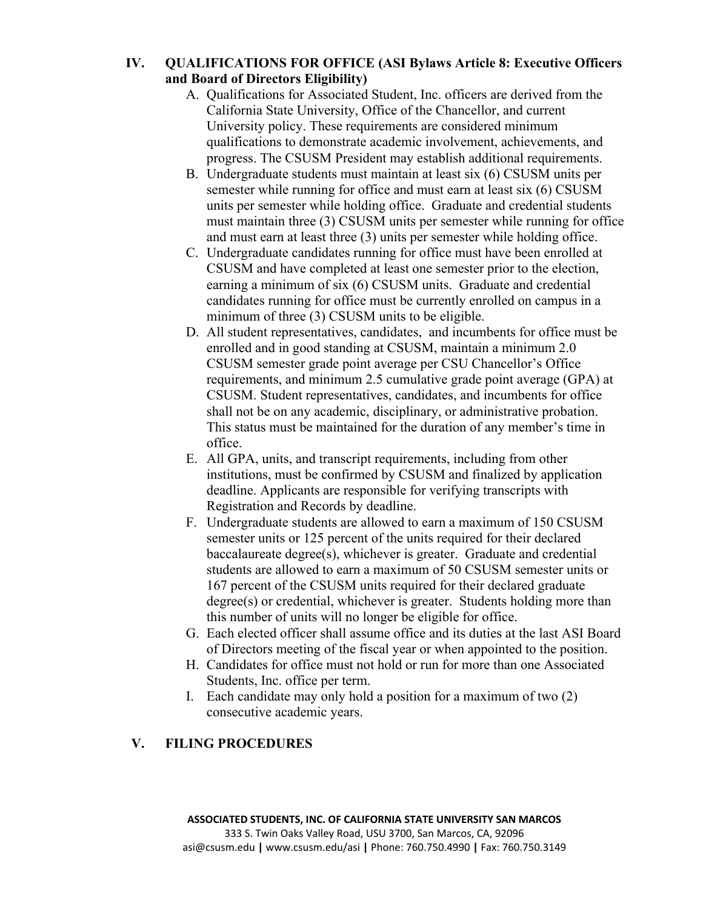## IV. QUALIFICATIONS FOR OFFICE (ASI Bylaws Article 8: Executive Officers and Board of Directors Eligibility)

A. Qualifications for Associated Student, Inc. officers are derived from the California State University, Office of the Chancellor, and current University policy. These requirements are considered minimum qualifications to demonstrate academic involvement, achievements, and progress. The CSUSM President may establish additional requirements.

B. Undergraduate students must maintain at least six (6) CSUSM units per semester while running for office and must earn at least six (6) CSUSM units per semester while holding office. Graduate and credential students must maintain three (3) CSUSM units per semester while running for office and must earn at least three (3) units per semester while holding office.

C. Undergraduate candidates running for office must have been enrolled at CSUSM and have completed at least one semester prior to the election, earning a minimum of six (6) CSUSM units. Graduate and credential candidates running for office must be currently enrolled on campus in a minimum of three (3) CSUSM units to be eligible.

D. All student representatives, candidates, and incumbents for office must be enrolled and in good standing at CSUSM, maintain a minimum 2.0 CSUSM semester grade point average per CSU Chancellor's Office requirements, and minimum 2.5 cumulative grade point average (GPA) at CSUSM. Student representatives, candidates, and incumbents for office shall not be on any academic, disciplinary, or administrative probation. This status must be maintained for the duration of any member's time in office.

E. All GPA, units, and transcript requirements, including from other institutions, must be confirmed by CSUSM and finalized by application deadline. Applicants are responsible for verifying transcripts with Registration and Records by deadline.

F. Undergraduate students are allowed to earn a maximum of 150 CSUSM semester units or 125 percent of the units required for their declared baccalaureate degree(s), whichever is greater. Graduate and credential students are allowed to earn a maximum of 50 CSUSM semester units or 167 percent of the CSUSM units required for their declared graduate degree(s) or credential, whichever is greater. Students holding more than this number of units will no longer be eligible for office.

G. Each elected officer shall assume office and its duties at the last ASI Board of Directors meeting of the fiscal year or when appointed to the position.

H. Candidates for office must not hold or run for more than one Associated Students, Inc. office per term.

I. Each candidate may only hold a position for a maximum of two (2) consecutive academic years.

## V. FILING PROCEDURES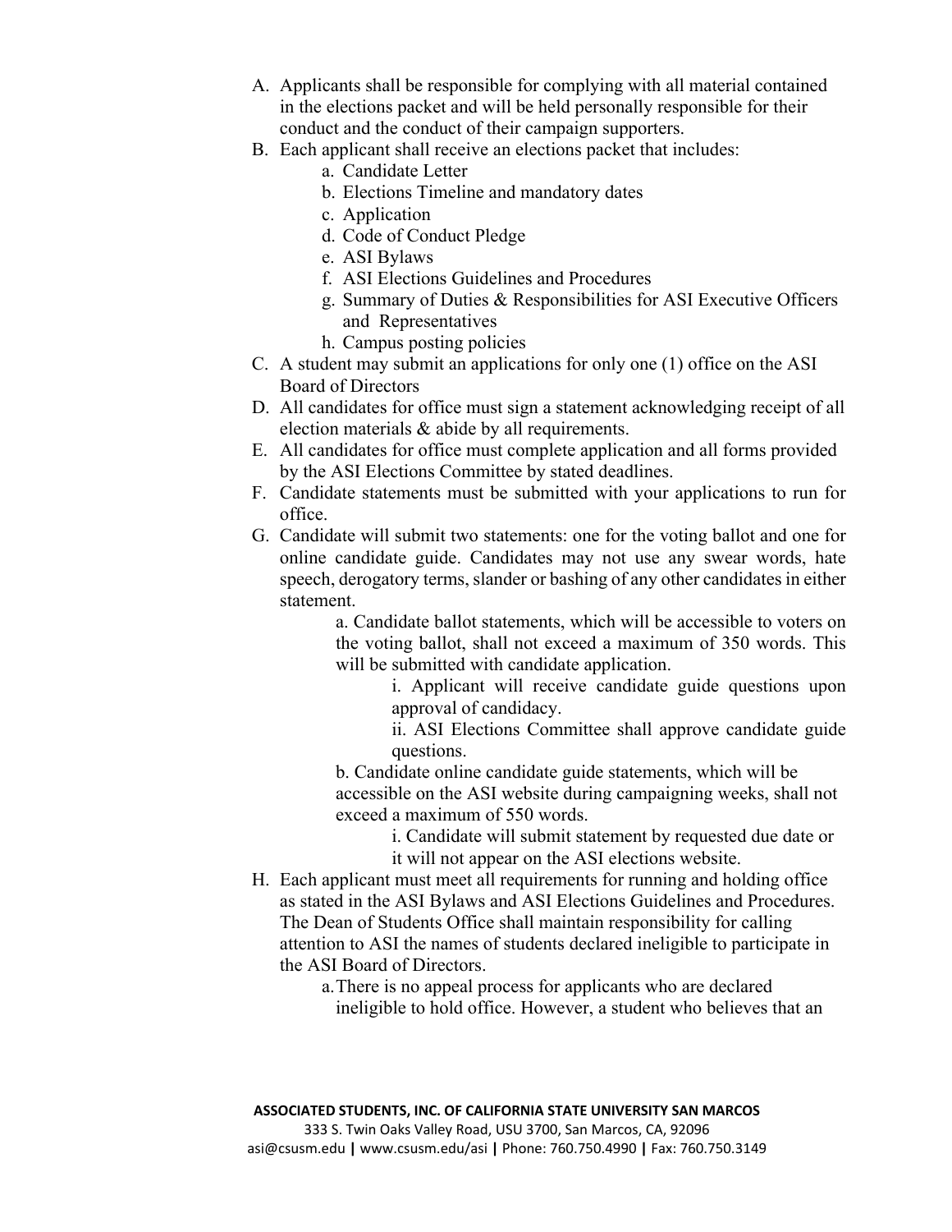A. Applicants shall be responsible for complying with all material contained in the elections packet and will be held personally responsible for their conduct and the conduct of their campaign supporters.

B. Each applicant shall receive an elections packet that includes:
   - a. Candidate Letter
   - b. Elections Timeline and mandatory dates
   - c. Application
   - d. Code of Conduct Pledge
   - e. ASI Bylaws
   - f. ASI Elections Guidelines and Procedures
   - g. Summary of Duties & Responsibilities for ASI Executive Officers and Representatives
   - h. Campus posting policies

C. A student may submit an applications for only one (1) office on the ASI Board of Directors

D. All candidates for office must sign a statement acknowledging receipt of all election materials & abide by all requirements.

E. All candidates for office must complete application and all forms provided by the ASI Elections Committee by stated deadlines.

F. Candidate statements must be submitted with your applications to run for office.

G. Candidate will submit two statements: one for the voting ballot and one for online candidate guide. Candidates may not use any swear words, hate speech, derogatory terms, slander or bashing of any other candidates in either statement.
   - a. Candidate ballot statements, which will be accessible to voters on the voting ballot, shall not exceed a maximum of 350 words. This will be submitted with candidate application.
     - i. Applicant will receive candidate guide questions upon approval of candidacy.
     - ii. ASI Elections Committee shall approve candidate guide questions.
   - b. Candidate online candidate guide statements, which will be accessible on the ASI website during campaigning weeks, shall not exceed a maximum of 550 words.
     - i. Candidate will submit statement by requested due date or it will not appear on the ASI elections website.

H. Each applicant must meet all requirements for running and holding office as stated in the ASI Bylaws and ASI Elections Guidelines and Procedures. The Dean of Students Office shall maintain responsibility for calling attention to ASI the names of students declared ineligible to participate in the ASI Board of Directors.
   - a. There is no appeal process for applicants who are declared ineligible to hold office. However, a student who believes that an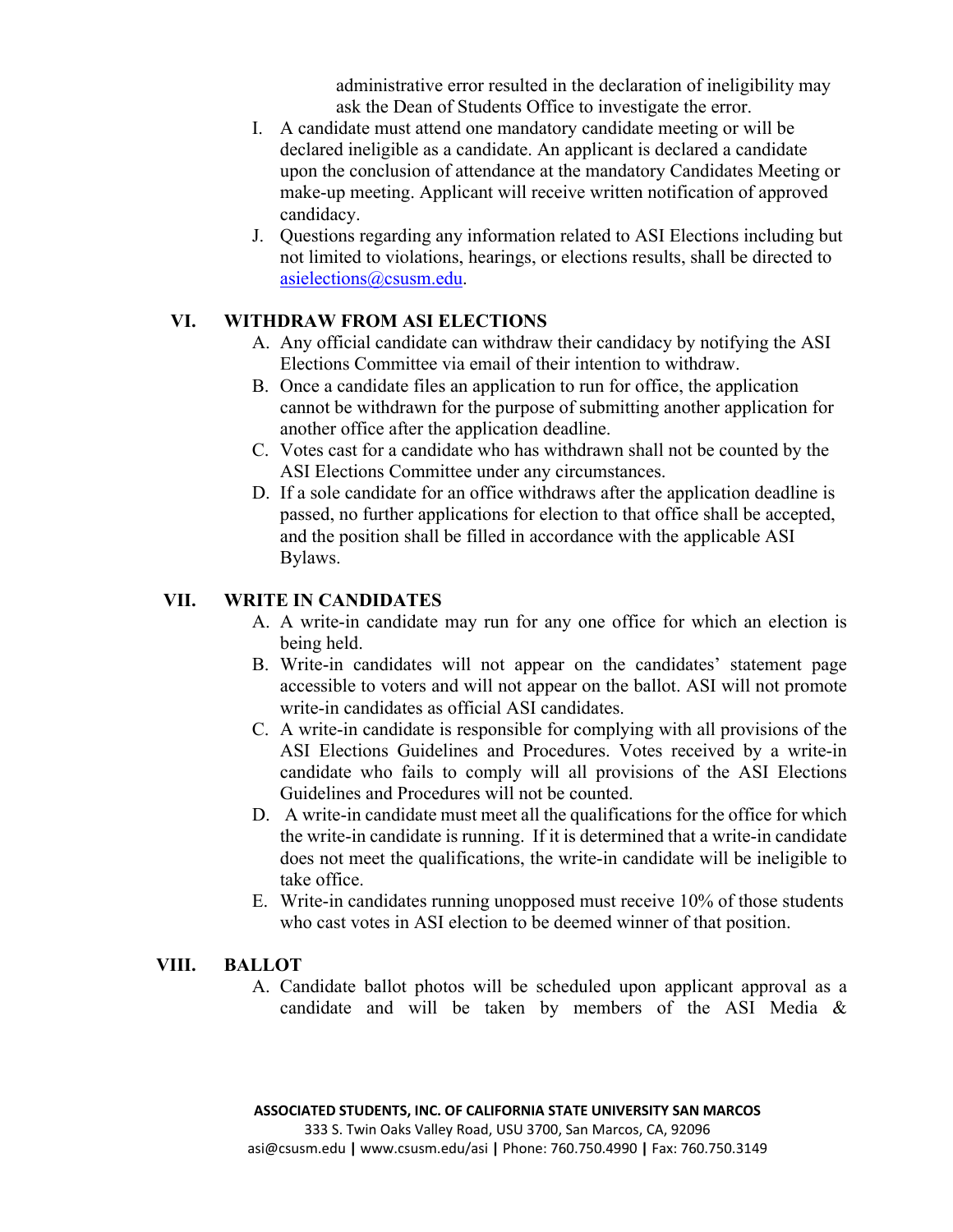administrative error resulted in the declaration of ineligibility may ask the Dean of Students Office to investigate the error.

I. A candidate must attend one mandatory candidate meeting or will be declared ineligible as a candidate. An applicant is declared a candidate upon the conclusion of attendance at the mandatory Candidates Meeting or make-up meeting. Applicant will receive written notification of approved candidacy.

J. Questions regarding any information related to ASI Elections including but not limited to violations, hearings, or elections results, shall be directed to asielections@csusm.edu.

## VI. WITHDRAW FROM ASI ELECTIONS

A. Any official candidate can withdraw their candidacy by notifying the ASI Elections Committee via email of their intention to withdraw.

B. Once a candidate files an application to run for office, the application cannot be withdrawn for the purpose of submitting another application for another office after the application deadline.

C. Votes cast for a candidate who has withdrawn shall not be counted by the ASI Elections Committee under any circumstances.

D. If a sole candidate for an office withdraws after the application deadline is passed, no further applications for election to that office shall be accepted, and the position shall be filled in accordance with the applicable ASI Bylaws.

## VII. WRITE IN CANDIDATES

A. A write-in candidate may run for any one office for which an election is being held.

B. Write-in candidates will not appear on the candidates' statement page accessible to voters and will not appear on the ballot. ASI will not promote write-in candidates as official ASI candidates.

C. A write-in candidate is responsible for complying with all provisions of the ASI Elections Guidelines and Procedures. Votes received by a write-in candidate who fails to comply will all provisions of the ASI Elections Guidelines and Procedures will not be counted.

D. A write-in candidate must meet all the qualifications for the office for which the write-in candidate is running. If it is determined that a write-in candidate does not meet the qualifications, the write-in candidate will be ineligible to take office.

E. Write-in candidates running unopposed must receive 10% of those students who cast votes in ASI election to be deemed winner of that position.

## VIII. BALLOT

A. Candidate ballot photos will be scheduled upon applicant approval as a candidate and will be taken by members of the ASI Media &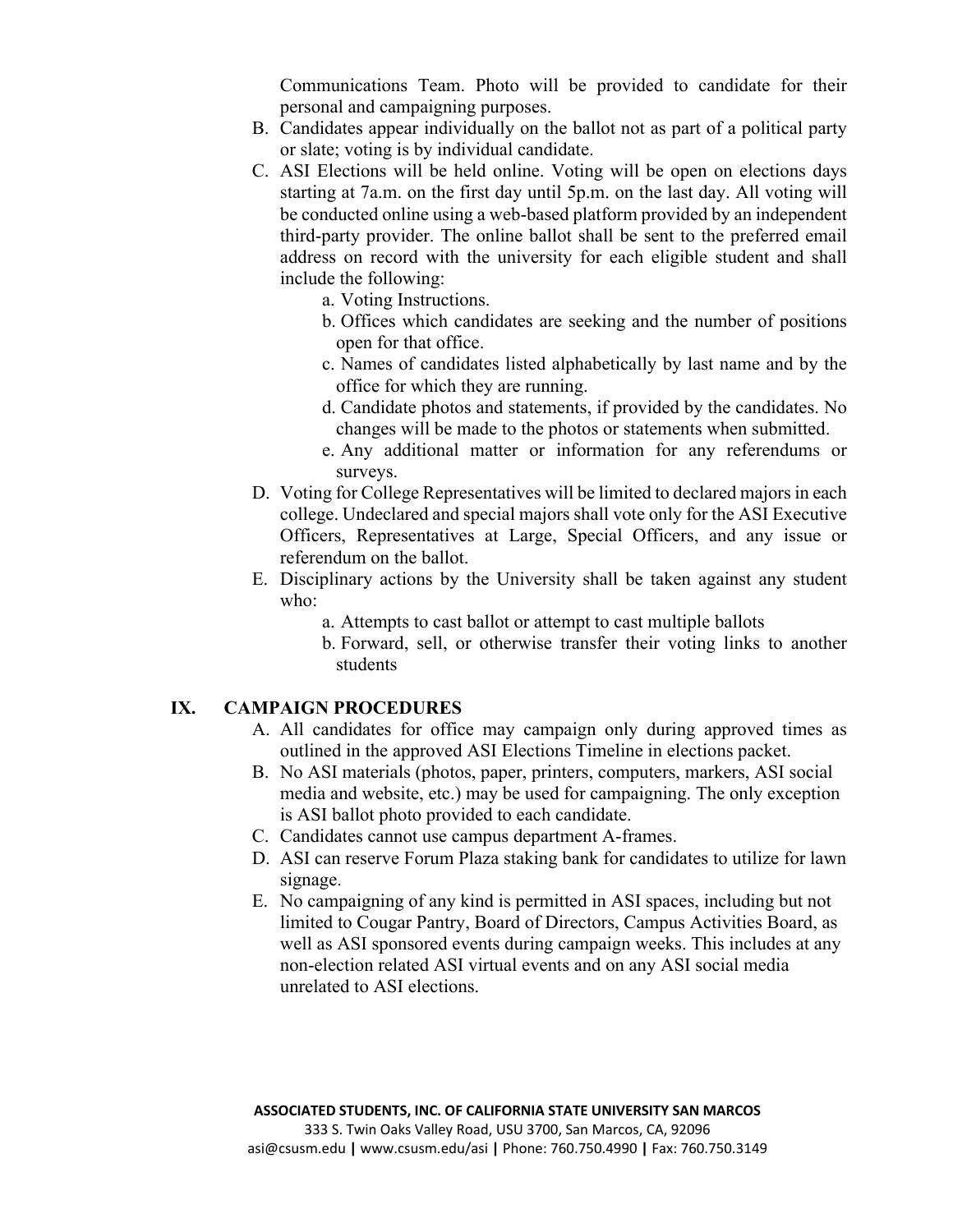Communications Team. Photo will be provided to candidate for their personal and campaigning purposes.

B. Candidates appear individually on the ballot not as part of a political party or slate; voting is by individual candidate.

C. ASI Elections will be held online. Voting will be open on elections days starting at 7a.m. on the first day until 5p.m. on the last day. All voting will be conducted online using a web-based platform provided by an independent third-party provider. The online ballot shall be sent to the preferred email address on record with the university for each eligible student and shall include the following:

   a. Voting Instructions.
   b. Offices which candidates are seeking and the number of positions open for that office.
   c. Names of candidates listed alphabetically by last name and by the office for which they are running.
   d. Candidate photos and statements, if provided by the candidates. No changes will be made to the photos or statements when submitted.
   e. Any additional matter or information for any referendums or surveys.

D. Voting for College Representatives will be limited to declared majors in each college. Undeclared and special majors shall vote only for the ASI Executive Officers, Representatives at Large, Special Officers, and any issue or referendum on the ballot.

E. Disciplinary actions by the University shall be taken against any student who:

   a. Attempts to cast ballot or attempt to cast multiple ballots
   b. Forward, sell, or otherwise transfer their voting links to another students

## IX. CAMPAIGN PROCEDURES

A. All candidates for office may campaign only during approved times as outlined in the approved ASI Elections Timeline in elections packet.

B. No ASI materials (photos, paper, printers, computers, markers, ASI social media and website, etc.) may be used for campaigning. The only exception is ASI ballot photo provided to each candidate.

C. Candidates cannot use campus department A-frames.

D. ASI can reserve Forum Plaza staking bank for candidates to utilize for lawn signage.

E. No campaigning of any kind is permitted in ASI spaces, including but not limited to Cougar Pantry, Board of Directors, Campus Activities Board, as well as ASI sponsored events during campaign weeks. This includes at any non-election related ASI virtual events and on any ASI social media unrelated to ASI elections.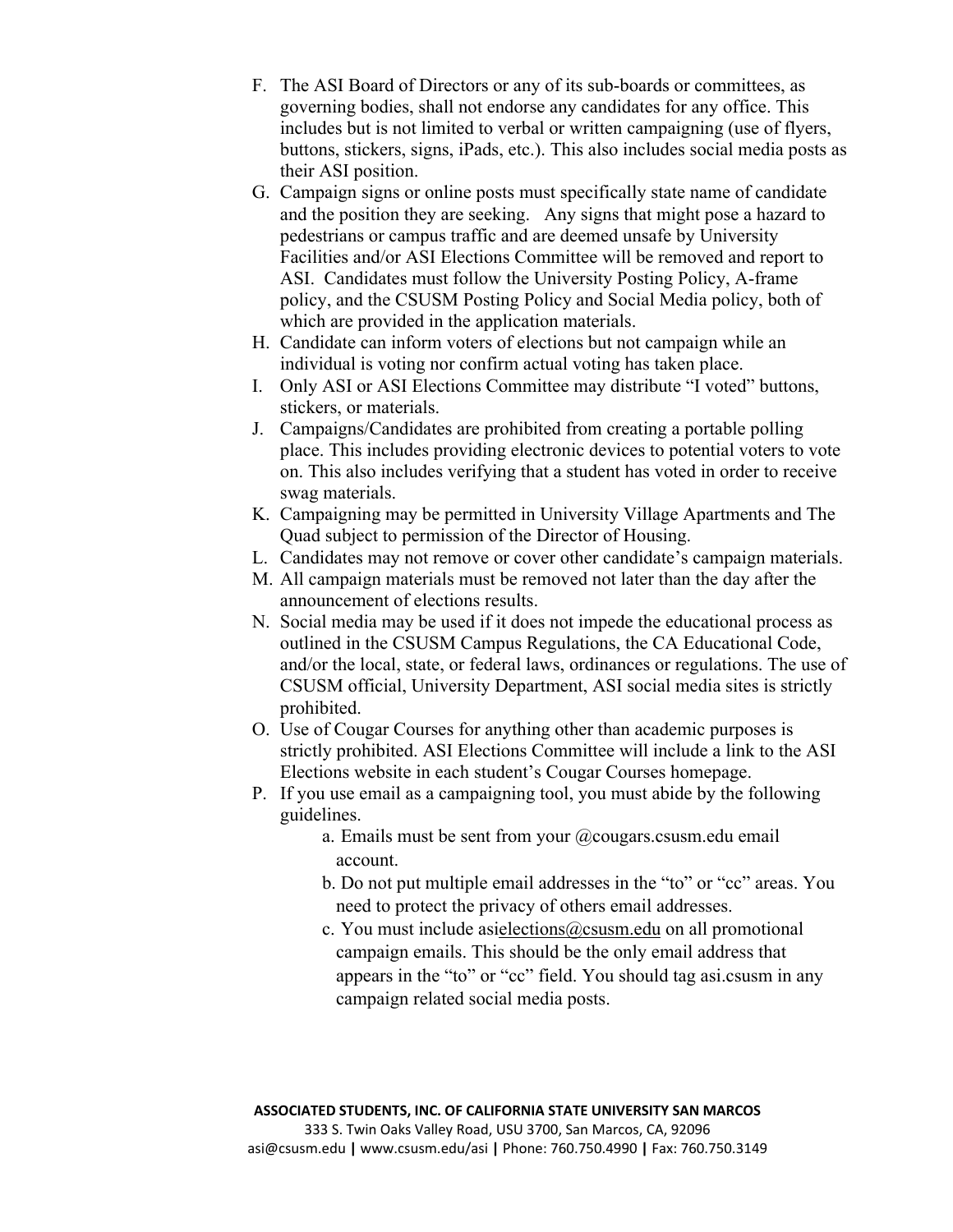F. The ASI Board of Directors or any of its sub-boards or committees, as governing bodies, shall not endorse any candidates for any office. This includes but is not limited to verbal or written campaigning (use of flyers, buttons, stickers, signs, iPads, etc.). This also includes social media posts as their ASI position.

G. Campaign signs or online posts must specifically state name of candidate and the position they are seeking. Any signs that might pose a hazard to pedestrians or campus traffic and are deemed unsafe by University Facilities and/or ASI Elections Committee will be removed and report to ASI. Candidates must follow the University Posting Policy, A-frame policy, and the CSUSM Posting Policy and Social Media policy, both of which are provided in the application materials.

H. Candidate can inform voters of elections but not campaign while an individual is voting nor confirm actual voting has taken place.

I. Only ASI or ASI Elections Committee may distribute "I voted" buttons, stickers, or materials.

J. Campaigns/Candidates are prohibited from creating a portable polling place. This includes providing electronic devices to potential voters to vote on. This also includes verifying that a student has voted in order to receive swag materials.

K. Campaigning may be permitted in University Village Apartments and The Quad subject to permission of the Director of Housing.

L. Candidates may not remove or cover other candidate's campaign materials.

M. All campaign materials must be removed not later than the day after the announcement of elections results.

N. Social media may be used if it does not impede the educational process as outlined in the CSUSM Campus Regulations, the CA Educational Code, and/or the local, state, or federal laws, ordinances or regulations. The use of CSUSM official, University Department, ASI social media sites is strictly prohibited.

O. Use of Cougar Courses for anything other than academic purposes is strictly prohibited. ASI Elections Committee will include a link to the ASI Elections website in each student's Cougar Courses homepage.

P. If you use email as a campaigning tool, you must abide by the following guidelines.

   a. Emails must be sent from your @cougars.csusm.edu email account.

   b. Do not put multiple email addresses in the "to" or "cc" areas. You need to protect the privacy of others email addresses.

   c. You must include asielections@csusm.edu on all promotional campaign emails. This should be the only email address that appears in the "to" or "cc" field. You should tag asi.csusm in any campaign related social media posts.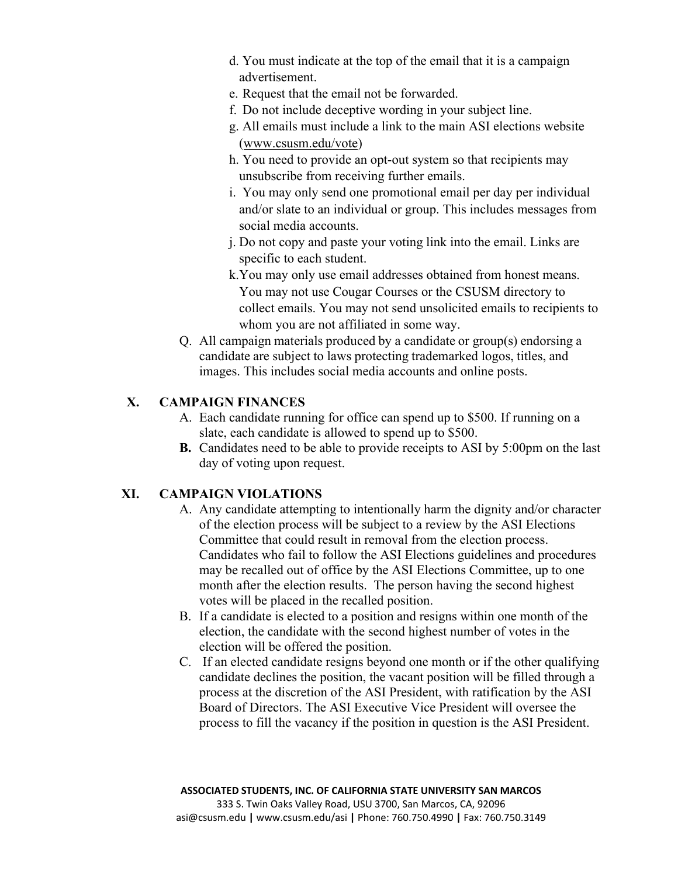d. You must indicate at the top of the email that it is a campaign advertisement.
e. Request that the email not be forwarded.
f. Do not include deceptive wording in your subject line.
g. All emails must include a link to the main ASI elections website (www.csusm.edu/vote)
h. You need to provide an opt-out system so that recipients may unsubscribe from receiving further emails.
i. You may only send one promotional email per day per individual and/or slate to an individual or group. This includes messages from social media accounts.
j. Do not copy and paste your voting link into the email. Links are specific to each student.
k. You may only use email addresses obtained from honest means. You may not use Cougar Courses or the CSUSM directory to collect emails. You may not send unsolicited emails to recipients to whom you are not affiliated in some way.

Q. All campaign materials produced by a candidate or group(s) endorsing a candidate are subject to laws protecting trademarked logos, titles, and images. This includes social media accounts and online posts.

## X. CAMPAIGN FINANCES

A. Each candidate running for office can spend up to $500. If running on a slate, each candidate is allowed to spend up to $500.

**B.** Candidates need to be able to provide receipts to ASI by 5:00pm on the last day of voting upon request.

## XI. CAMPAIGN VIOLATIONS

A. Any candidate attempting to intentionally harm the dignity and/or character of the election process will be subject to a review by the ASI Elections Committee that could result in removal from the election process. Candidates who fail to follow the ASI Elections guidelines and procedures may be recalled out of office by the ASI Elections Committee, up to one month after the election results. The person having the second highest votes will be placed in the recalled position.

B. If a candidate is elected to a position and resigns within one month of the election, the candidate with the second highest number of votes in the election will be offered the position.

C. If an elected candidate resigns beyond one month or if the other qualifying candidate declines the position, the vacant position will be filled through a process at the discretion of the ASI President, with ratification by the ASI Board of Directors. The ASI Executive Vice President will oversee the process to fill the vacancy if the position in question is the ASI President.

**ASSOCIATED STUDENTS, INC. OF CALIFORNIA STATE UNIVERSITY SAN MARCOS**
333 S. Twin Oaks Valley Road, USU 3700, San Marcos, CA, 92096
asi@csusm.edu | www.csusm.edu/asi | Phone: 760.750.4990 | Fax: 760.750.3149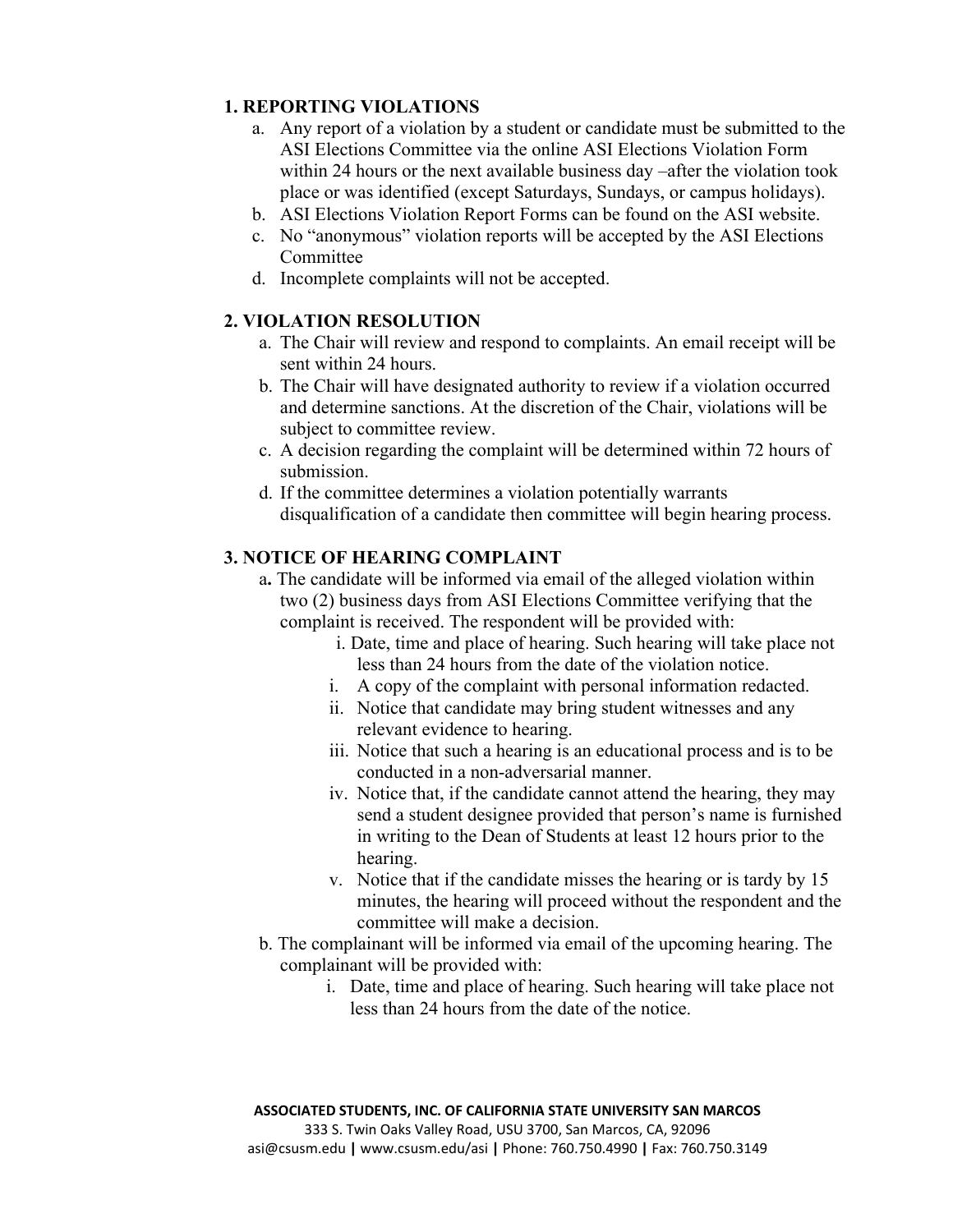## 1. REPORTING VIOLATIONS

a. Any report of a violation by a student or candidate must be submitted to the ASI Elections Committee via the online ASI Elections Violation Form within 24 hours or the next available business day –after the violation took place or was identified (except Saturdays, Sundays, or campus holidays).

b. ASI Elections Violation Report Forms can be found on the ASI website.

c. No "anonymous" violation reports will be accepted by the ASI Elections Committee

d. Incomplete complaints will not be accepted.

## 2. VIOLATION RESOLUTION

a. The Chair will review and respond to complaints. An email receipt will be sent within 24 hours.

b. The Chair will have designated authority to review if a violation occurred and determine sanctions. At the discretion of the Chair, violations will be subject to committee review.

c. A decision regarding the complaint will be determined within 72 hours of submission.

d. If the committee determines a violation potentially warrants disqualification of a candidate then committee will begin hearing process.

## 3. NOTICE OF HEARING COMPLAINT

**a.** The candidate will be informed via email of the alleged violation within two (2) business days from ASI Elections Committee verifying that the complaint is received. The respondent will be provided with:

   i. Date, time and place of hearing. Such hearing will take place not less than 24 hours from the date of the violation notice.

   i. A copy of the complaint with personal information redacted.

   ii. Notice that candidate may bring student witnesses and any relevant evidence to hearing.

   iii. Notice that such a hearing is an educational process and is to be conducted in a non-adversarial manner.

   iv. Notice that, if the candidate cannot attend the hearing, they may send a student designee provided that person's name is furnished in writing to the Dean of Students at least 12 hours prior to the hearing.

   v. Notice that if the candidate misses the hearing or is tardy by 15 minutes, the hearing will proceed without the respondent and the committee will make a decision.

b. The complainant will be informed via email of the upcoming hearing. The complainant will be provided with:

   i. Date, time and place of hearing. Such hearing will take place not less than 24 hours from the date of the notice.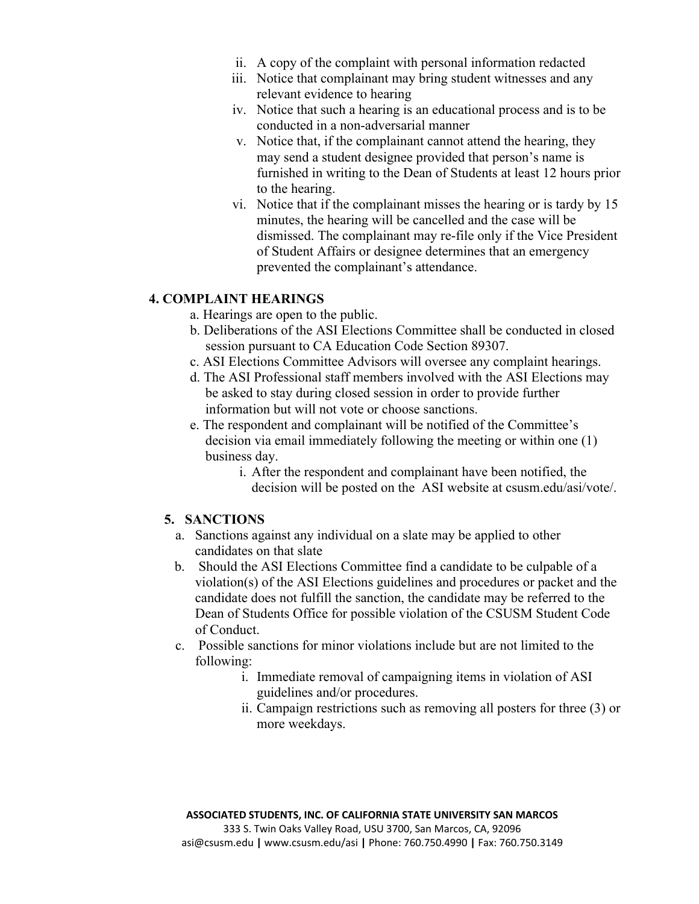ii. A copy of the complaint with personal information redacted
   iii. Notice that complainant may bring student witnesses and any relevant evidence to hearing
   iv. Notice that such a hearing is an educational process and is to be conducted in a non-adversarial manner
   v. Notice that, if the complainant cannot attend the hearing, they may send a student designee provided that person's name is furnished in writing to the Dean of Students at least 12 hours prior to the hearing.
   vi. Notice that if the complainant misses the hearing or is tardy by 15 minutes, the hearing will be cancelled and the case will be dismissed. The complainant may re-file only if the Vice President of Student Affairs or designee determines that an emergency prevented the complainant's attendance.

## 4. COMPLAINT HEARINGS

a. Hearings are open to the public.

b. Deliberations of the ASI Elections Committee shall be conducted in closed session pursuant to CA Education Code Section 89307.

c. ASI Elections Committee Advisors will oversee any complaint hearings.

d. The ASI Professional staff members involved with the ASI Elections may be asked to stay during closed session in order to provide further information but will not vote or choose sanctions.

e. The respondent and complainant will be notified of the Committee's decision via email immediately following the meeting or within one (1) business day.

   i. After the respondent and complainant have been notified, the decision will be posted on the ASI website at csusm.edu/asi/vote/.

## 5. SANCTIONS

a. Sanctions against any individual on a slate may be applied to other candidates on that slate

b. Should the ASI Elections Committee find a candidate to be culpable of a violation(s) of the ASI Elections guidelines and procedures or packet and the candidate does not fulfill the sanction, the candidate may be referred to the Dean of Students Office for possible violation of the CSUSM Student Code of Conduct.

c. Possible sanctions for minor violations include but are not limited to the following:

   i. Immediate removal of campaigning items in violation of ASI guidelines and/or procedures.
   ii. Campaign restrictions such as removing all posters for three (3) or more weekdays.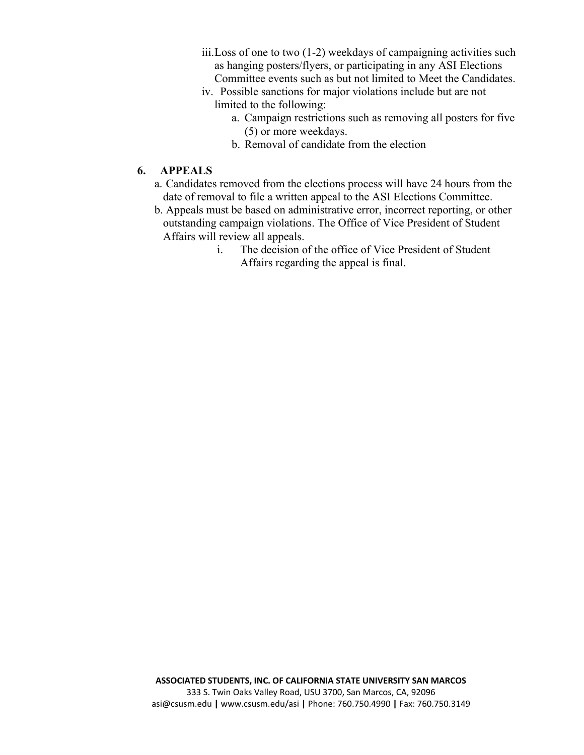iii. Loss of one to two (1-2) weekdays of campaigning activities such as hanging posters/flyers, or participating in any ASI Elections Committee events such as but not limited to Meet the Candidates.

iv. Possible sanctions for major violations include but are not limited to the following:

a. Campaign restrictions such as removing all posters for five (5) or more weekdays.

b. Removal of candidate from the election

## 6. APPEALS

a. Candidates removed from the elections process will have 24 hours from the date of removal to file a written appeal to the ASI Elections Committee.

b. Appeals must be based on administrative error, incorrect reporting, or other outstanding campaign violations. The Office of Vice President of Student Affairs will review all appeals.

i. The decision of the office of Vice President of Student Affairs regarding the appeal is final.

**ASSOCIATED STUDENTS, INC. OF CALIFORNIA STATE UNIVERSITY SAN MARCOS**
333 S. Twin Oaks Valley Road, USU 3700, San Marcos, CA, 92096
asi@csusm.edu | www.csusm.edu/asi | Phone: 760.750.4990 | Fax: 760.750.3149